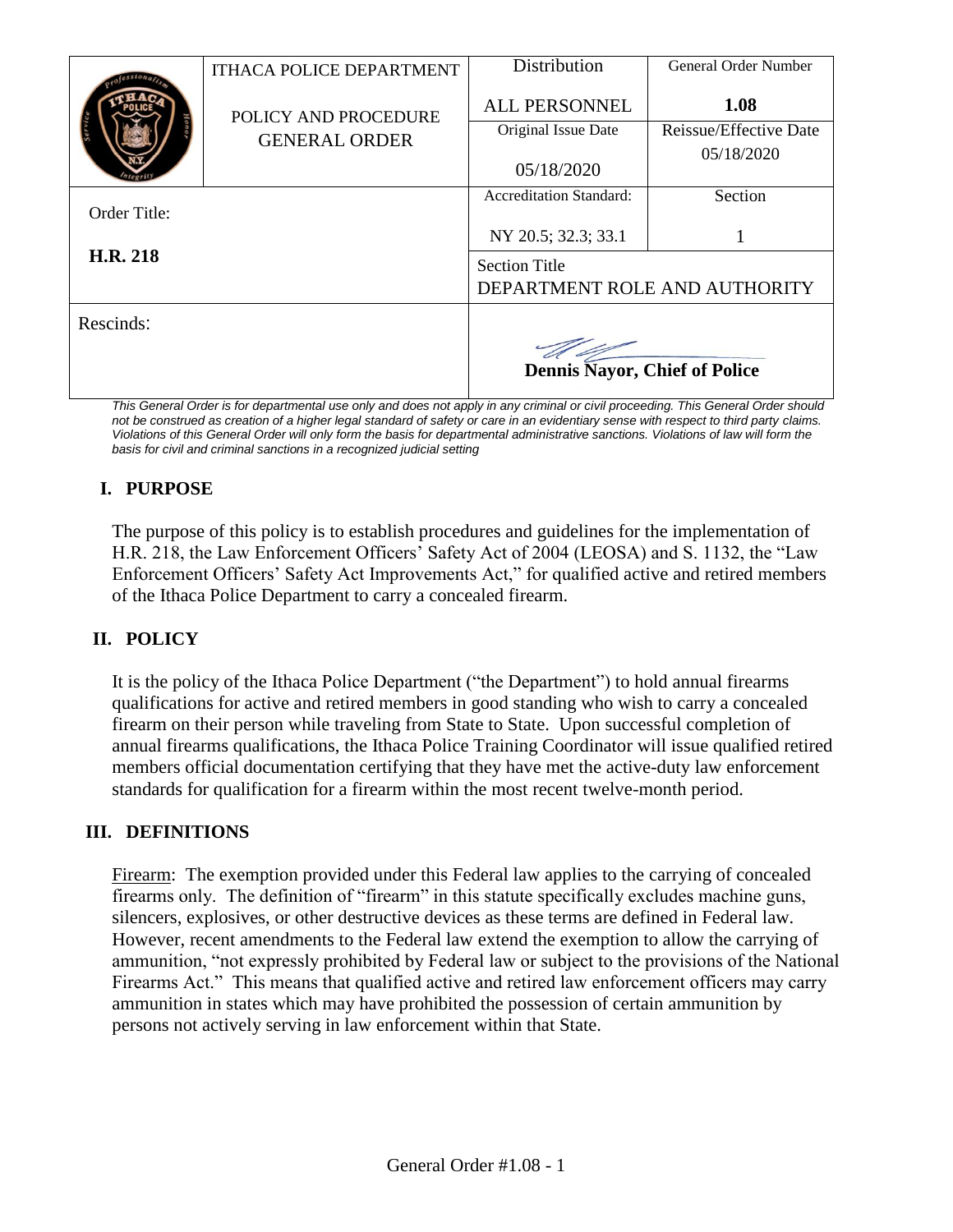| | ITHACA POLICE DEPARTMENT<br><br>POLICY AND PROCEDURE GENERAL ORDER | Distribution | General Order Number |
|---|---|---|---|
| | | ALL PERSONNEL | **1.08** |
| | | Original Issue Date<br><br>05/18/2020 | Reissue/Effective Date<br>05/18/2020 |
| Order Title:<br><br>**H.R. 218** | | Accreditation Standard:<br><br>NY 20.5; 32.3; 33.1 | Section<br><br>1 |
| | | Section Title<br>DEPARTMENT ROLE AND AUTHORITY | |
| Rescinds: | | **Dennis Nayor, Chief of Police** | |

*This General Order is for departmental use only and does not apply in any criminal or civil proceeding. This General Order should not be construed as creation of a higher legal standard of safety or care in an evidentiary sense with respect to third party claims. Violations of this General Order will only form the basis for departmental administrative sanctions. Violations of law will form the basis for civil and criminal sanctions in a recognized judicial setting*

## I. PURPOSE

The purpose of this policy is to establish procedures and guidelines for the implementation of H.R. 218, the Law Enforcement Officers' Safety Act of 2004 (LEOSA) and S. 1132, the "Law Enforcement Officers' Safety Act Improvements Act," for qualified active and retired members of the Ithaca Police Department to carry a concealed firearm.

## II. POLICY

It is the policy of the Ithaca Police Department ("the Department") to hold annual firearms qualifications for active and retired members in good standing who wish to carry a concealed firearm on their person while traveling from State to State. Upon successful completion of annual firearms qualifications, the Ithaca Police Training Coordinator will issue qualified retired members official documentation certifying that they have met the active-duty law enforcement standards for qualification for a firearm within the most recent twelve-month period.

## III. DEFINITIONS

Firearm: The exemption provided under this Federal law applies to the carrying of concealed firearms only. The definition of "firearm" in this statute specifically excludes machine guns, silencers, explosives, or other destructive devices as these terms are defined in Federal law. However, recent amendments to the Federal law extend the exemption to allow the carrying of ammunition, "not expressly prohibited by Federal law or subject to the provisions of the National Firearms Act." This means that qualified active and retired law enforcement officers may carry ammunition in states which may have prohibited the possession of certain ammunition by persons not actively serving in law enforcement within that State.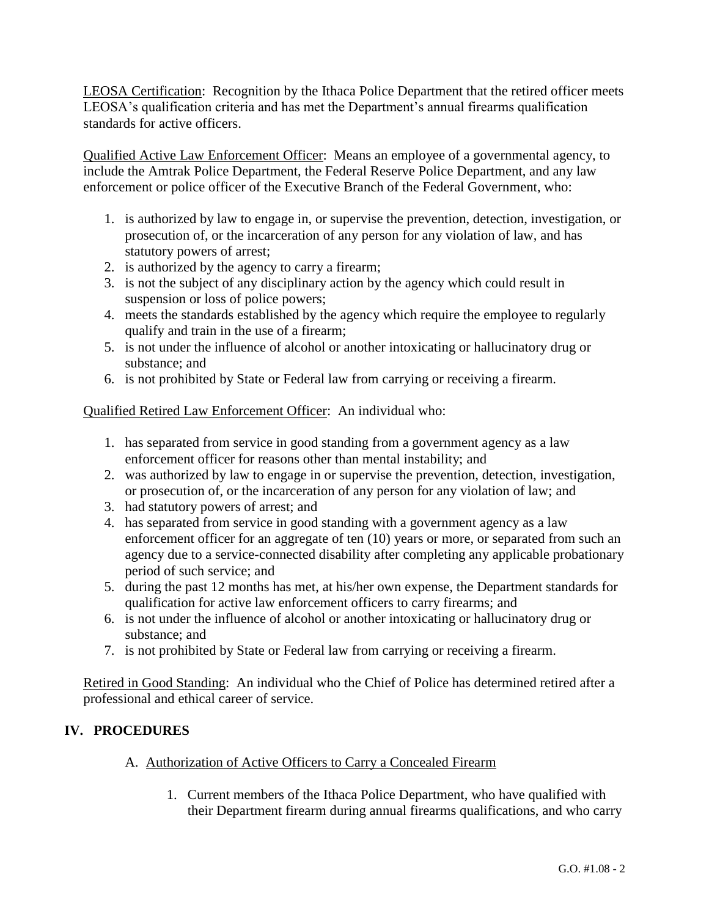<u>LEOSA Certification</u>: Recognition by the Ithaca Police Department that the retired officer meets LEOSA's qualification criteria and has met the Department's annual firearms qualification standards for active officers.

<u>Qualified Active Law Enforcement Officer</u>: Means an employee of a governmental agency, to include the Amtrak Police Department, the Federal Reserve Police Department, and any law enforcement or police officer of the Executive Branch of the Federal Government, who:

1. is authorized by law to engage in, or supervise the prevention, detection, investigation, or prosecution of, or the incarceration of any person for any violation of law, and has statutory powers of arrest;
2. is authorized by the agency to carry a firearm;
3. is not the subject of any disciplinary action by the agency which could result in suspension or loss of police powers;
4. meets the standards established by the agency which require the employee to regularly qualify and train in the use of a firearm;
5. is not under the influence of alcohol or another intoxicating or hallucinatory drug or substance; and
6. is not prohibited by State or Federal law from carrying or receiving a firearm.

<u>Qualified Retired Law Enforcement Officer</u>: An individual who:

1. has separated from service in good standing from a government agency as a law enforcement officer for reasons other than mental instability; and
2. was authorized by law to engage in or supervise the prevention, detection, investigation, or prosecution of, or the incarceration of any person for any violation of law; and
3. had statutory powers of arrest; and
4. has separated from service in good standing with a government agency as a law enforcement officer for an aggregate of ten (10) years or more, or separated from such an agency due to a service-connected disability after completing any applicable probationary period of such service; and
5. during the past 12 months has met, at his/her own expense, the Department standards for qualification for active law enforcement officers to carry firearms; and
6. is not under the influence of alcohol or another intoxicating or hallucinatory drug or substance; and
7. is not prohibited by State or Federal law from carrying or receiving a firearm.

<u>Retired in Good Standing</u>: An individual who the Chief of Police has determined retired after a professional and ethical career of service.

## IV. PROCEDURES

A. <u>Authorization of Active Officers to Carry a Concealed Firearm</u>

1. Current members of the Ithaca Police Department, who have qualified with their Department firearm during annual firearms qualifications, and who carry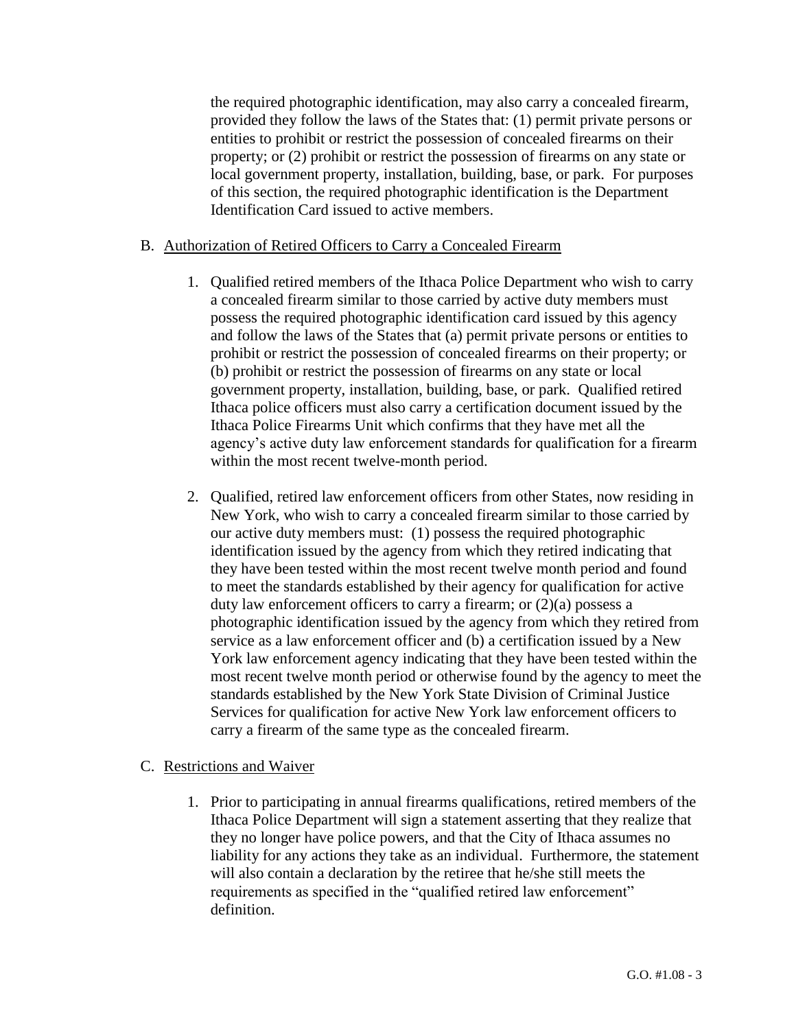the required photographic identification, may also carry a concealed firearm, provided they follow the laws of the States that: (1) permit private persons or entities to prohibit or restrict the possession of concealed firearms on their property; or (2) prohibit or restrict the possession of firearms on any state or local government property, installation, building, base, or park. For purposes of this section, the required photographic identification is the Department Identification Card issued to active members.

B. <u>Authorization of Retired Officers to Carry a Concealed Firearm</u>

1. Qualified retired members of the Ithaca Police Department who wish to carry a concealed firearm similar to those carried by active duty members must possess the required photographic identification card issued by this agency and follow the laws of the States that (a) permit private persons or entities to prohibit or restrict the possession of concealed firearms on their property; or (b) prohibit or restrict the possession of firearms on any state or local government property, installation, building, base, or park. Qualified retired Ithaca police officers must also carry a certification document issued by the Ithaca Police Firearms Unit which confirms that they have met all the agency's active duty law enforcement standards for qualification for a firearm within the most recent twelve-month period.

2. Qualified, retired law enforcement officers from other States, now residing in New York, who wish to carry a concealed firearm similar to those carried by our active duty members must: (1) possess the required photographic identification issued by the agency from which they retired indicating that they have been tested within the most recent twelve month period and found to meet the standards established by their agency for qualification for active duty law enforcement officers to carry a firearm; or (2)(a) possess a photographic identification issued by the agency from which they retired from service as a law enforcement officer and (b) a certification issued by a New York law enforcement agency indicating that they have been tested within the most recent twelve month period or otherwise found by the agency to meet the standards established by the New York State Division of Criminal Justice Services for qualification for active New York law enforcement officers to carry a firearm of the same type as the concealed firearm.

C. <u>Restrictions and Waiver</u>

1. Prior to participating in annual firearms qualifications, retired members of the Ithaca Police Department will sign a statement asserting that they realize that they no longer have police powers, and that the City of Ithaca assumes no liability for any actions they take as an individual. Furthermore, the statement will also contain a declaration by the retiree that he/she still meets the requirements as specified in the "qualified retired law enforcement" definition.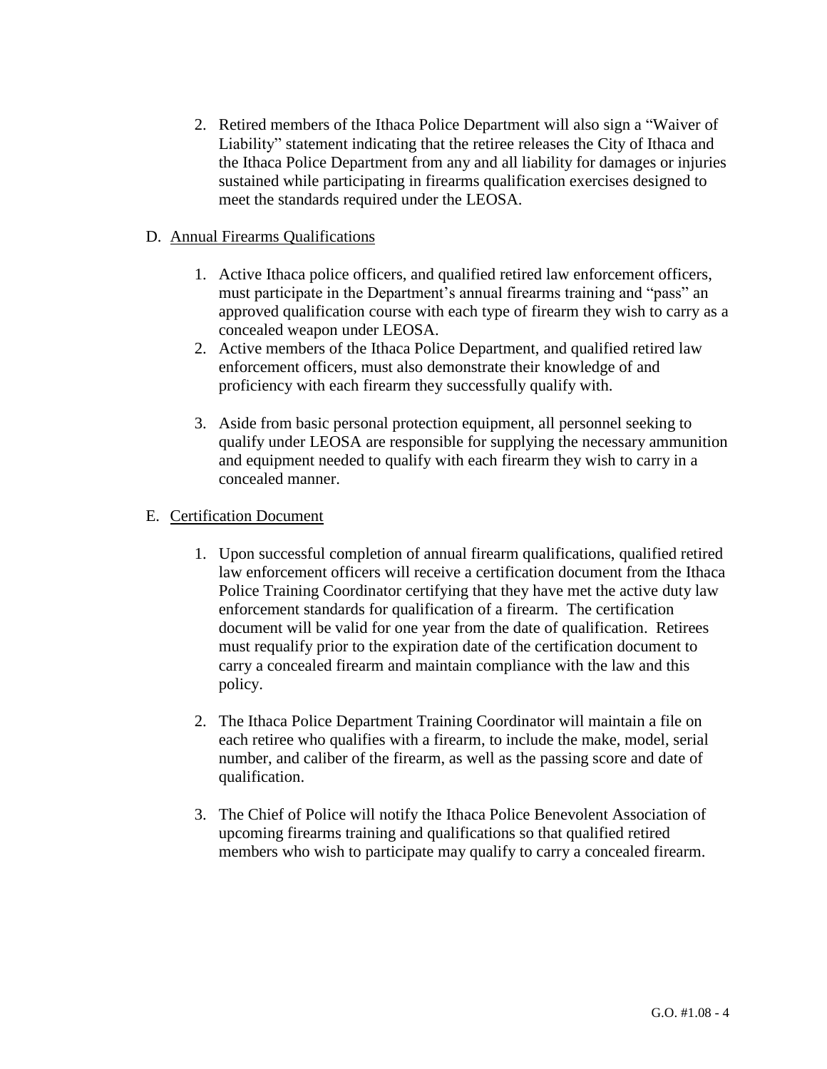2. Retired members of the Ithaca Police Department will also sign a "Waiver of Liability" statement indicating that the retiree releases the City of Ithaca and the Ithaca Police Department from any and all liability for damages or injuries sustained while participating in firearms qualification exercises designed to meet the standards required under the LEOSA.

D. <u>Annual Firearms Qualifications</u>

1. Active Ithaca police officers, and qualified retired law enforcement officers, must participate in the Department's annual firearms training and "pass" an approved qualification course with each type of firearm they wish to carry as a concealed weapon under LEOSA.
2. Active members of the Ithaca Police Department, and qualified retired law enforcement officers, must also demonstrate their knowledge of and proficiency with each firearm they successfully qualify with.
3. Aside from basic personal protection equipment, all personnel seeking to qualify under LEOSA are responsible for supplying the necessary ammunition and equipment needed to qualify with each firearm they wish to carry in a concealed manner.

E. <u>Certification Document</u>

1. Upon successful completion of annual firearm qualifications, qualified retired law enforcement officers will receive a certification document from the Ithaca Police Training Coordinator certifying that they have met the active duty law enforcement standards for qualification of a firearm. The certification document will be valid for one year from the date of qualification. Retirees must requalify prior to the expiration date of the certification document to carry a concealed firearm and maintain compliance with the law and this policy.
2. The Ithaca Police Department Training Coordinator will maintain a file on each retiree who qualifies with a firearm, to include the make, model, serial number, and caliber of the firearm, as well as the passing score and date of qualification.
3. The Chief of Police will notify the Ithaca Police Benevolent Association of upcoming firearms training and qualifications so that qualified retired members who wish to participate may qualify to carry a concealed firearm.